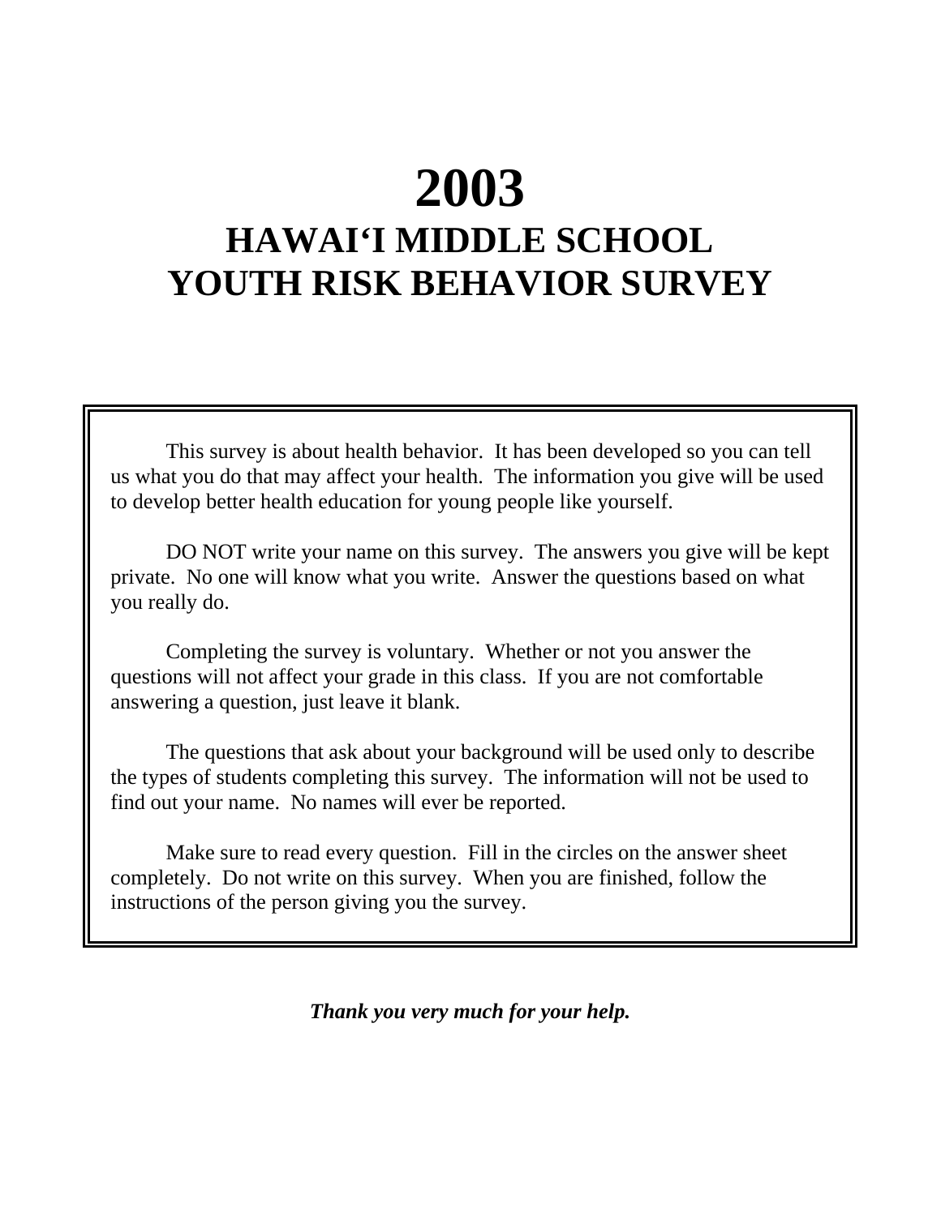# 2003

# HAWAI‘I MIDDLE SCHOOL YOUTH RISK BEHAVIOR SURVEY

This survey is about health behavior. It has been developed so you can tell us what you do that may affect your health. The information you give will be used to develop better health education for young people like yourself.

DO NOT write your name on this survey. The answers you give will be kept private. No one will know what you write. Answer the questions based on what you really do.

Completing the survey is voluntary. Whether or not you answer the questions will not affect your grade in this class. If you are not comfortable answering a question, just leave it blank.

The questions that ask about your background will be used only to describe the types of students completing this survey. The information will not be used to find out your name. No names will ever be reported.

Make sure to read every question. Fill in the circles on the answer sheet completely. Do not write on this survey. When you are finished, follow the instructions of the person giving you the survey.

***Thank you very much for your help.***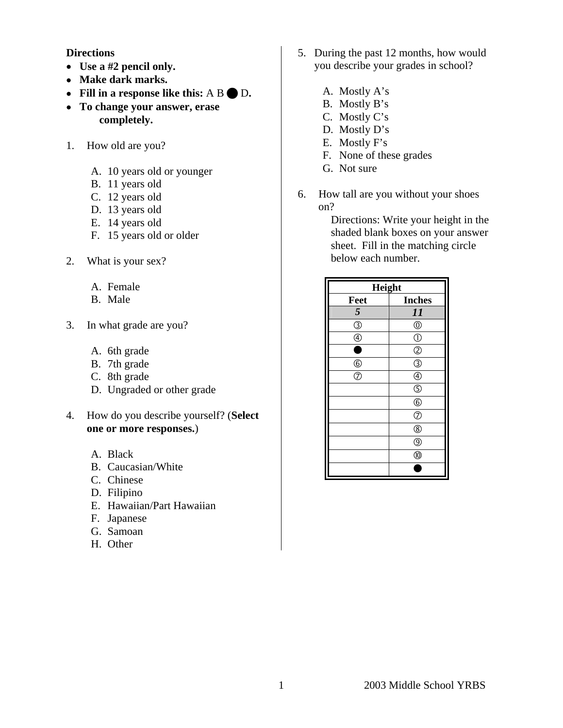**Directions**

- **Use a #2 pencil only.**
- **Make dark marks.**
- **Fill in a response like this:** A B ● D**.**
- **To change your answer, erase completely.**

1. How old are you?

   A. 10 years old or younger
   B. 11 years old
   C. 12 years old
   D. 13 years old
   E. 14 years old
   F. 15 years old or older

2. What is your sex?

   A. Female
   B. Male

3. In what grade are you?

   A. 6th grade
   B. 7th grade
   C. 8th grade
   D. Ungraded or other grade

4. How do you describe yourself? (**Select one or more responses.**)

   A. Black
   B. Caucasian/White
   C. Chinese
   D. Filipino
   E. Hawaiian/Part Hawaiian
   F. Japanese
   G. Samoan
   H. Other

5. During the past 12 months, how would you describe your grades in school?

   A. Mostly A's
   B. Mostly B's
   C. Mostly C's
   D. Mostly D's
   E. Mostly F's
   F. None of these grades
   G. Not sure

6. How tall are you without your shoes on?
   Directions: Write your height in the shaded blank boxes on your answer sheet. Fill in the matching circle below each number.

| Height | |
|---|---|
| **Feet** | **Inches** |
| ***5*** | ***11*** |
| ③ | ⓪ |
| ④ | ① |
| ● | ② |
| ⑥ | ③ |
| ⑦ | ④ |
| | ⑤ |
| | ⑥ |
| | ⑦ |
| | ⑧ |
| | ⑨ |
| | ⑩ |
| | ● |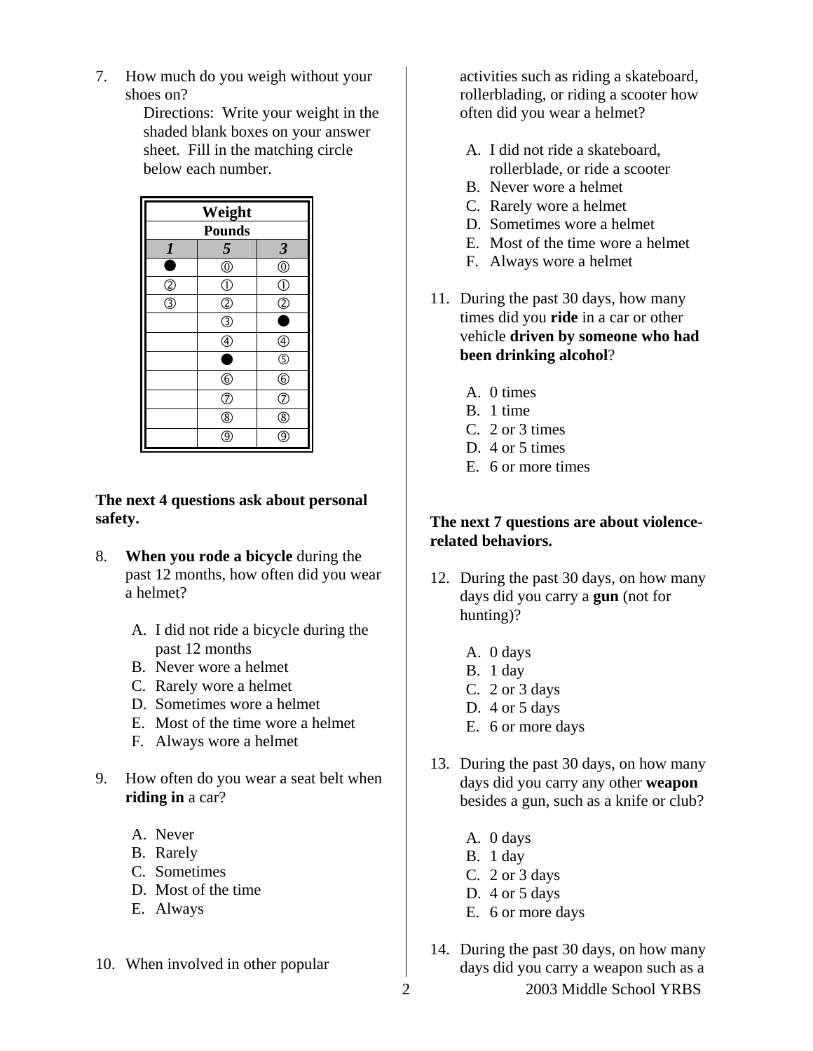7. How much do you weigh without your shoes on?

   Directions: Write your weight in the shaded blank boxes on your answer sheet. Fill in the matching circle below each number.

| Weight | | |
|---|---|---|
| Pounds | | |
| *1* | *5* | *3* |
| ● | ⓪ | ⓪ |
| ② | ① | ① |
| ③ | ② | ② |
| | ③ | ● |
| | ④ | ④ |
| | ● | ⑤ |
| | ⑥ | ⑥ |
| | ⑦ | ⑦ |
| | ⑧ | ⑧ |
| | ⑨ | ⑨ |

**The next 4 questions ask about personal safety.**

8. **When you rode a bicycle** during the past 12 months, how often did you wear a helmet?

   A. I did not ride a bicycle during the past 12 months
   B. Never wore a helmet
   C. Rarely wore a helmet
   D. Sometimes wore a helmet
   E. Most of the time wore a helmet
   F. Always wore a helmet

9. How often do you wear a seat belt when **riding in** a car?

   A. Never
   B. Rarely
   C. Sometimes
   D. Most of the time
   E. Always

10. When involved in other popular activities such as riding a skateboard, rollerblading, or riding a scooter how often did you wear a helmet?

    A. I did not ride a skateboard, rollerblade, or ride a scooter
    B. Never wore a helmet
    C. Rarely wore a helmet
    D. Sometimes wore a helmet
    E. Most of the time wore a helmet
    F. Always wore a helmet

11. During the past 30 days, how many times did you **ride** in a car or other vehicle **driven by someone who had been drinking alcohol**?

    A. 0 times
    B. 1 time
    C. 2 or 3 times
    D. 4 or 5 times
    E. 6 or more times

**The next 7 questions are about violence-related behaviors.**

12. During the past 30 days, on how many days did you carry a **gun** (not for hunting)?

    A. 0 days
    B. 1 day
    C. 2 or 3 days
    D. 4 or 5 days
    E. 6 or more days

13. During the past 30 days, on how many days did you carry any other **weapon** besides a gun, such as a knife or club?

    A. 0 days
    B. 1 day
    C. 2 or 3 days
    D. 4 or 5 days
    E. 6 or more days

14. During the past 30 days, on how many days did you carry a weapon such as a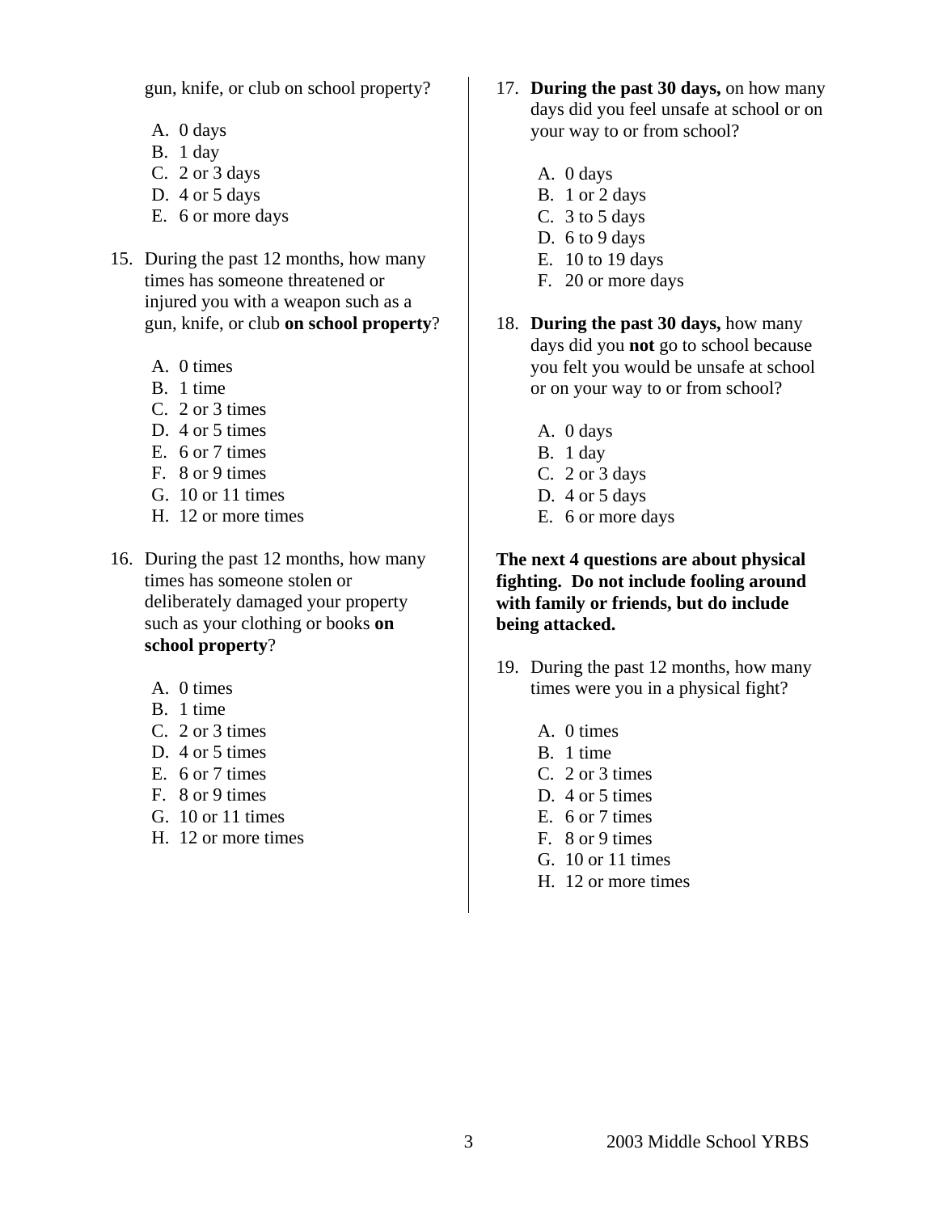gun, knife, or club on school property?

A. 0 days
B. 1 day
C. 2 or 3 days
D. 4 or 5 days
E. 6 or more days

15. During the past 12 months, how many times has someone threatened or injured you with a weapon such as a gun, knife, or club **on school property**?

A. 0 times
B. 1 time
C. 2 or 3 times
D. 4 or 5 times
E. 6 or 7 times
F. 8 or 9 times
G. 10 or 11 times
H. 12 or more times

16. During the past 12 months, how many times has someone stolen or deliberately damaged your property such as your clothing or books **on school property**?

A. 0 times
B. 1 time
C. 2 or 3 times
D. 4 or 5 times
E. 6 or 7 times
F. 8 or 9 times
G. 10 or 11 times
H. 12 or more times

17. **During the past 30 days,** on how many days did you feel unsafe at school or on your way to or from school?

A. 0 days
B. 1 or 2 days
C. 3 to 5 days
D. 6 to 9 days
E. 10 to 19 days
F. 20 or more days

18. **During the past 30 days,** how many days did you **not** go to school because you felt you would be unsafe at school or on your way to or from school?

A. 0 days
B. 1 day
C. 2 or 3 days
D. 4 or 5 days
E. 6 or more days

**The next 4 questions are about physical fighting. Do not include fooling around with family or friends, but do include being attacked.**

19. During the past 12 months, how many times were you in a physical fight?

A. 0 times
B. 1 time
C. 2 or 3 times
D. 4 or 5 times
E. 6 or 7 times
F. 8 or 9 times
G. 10 or 11 times
H. 12 or more times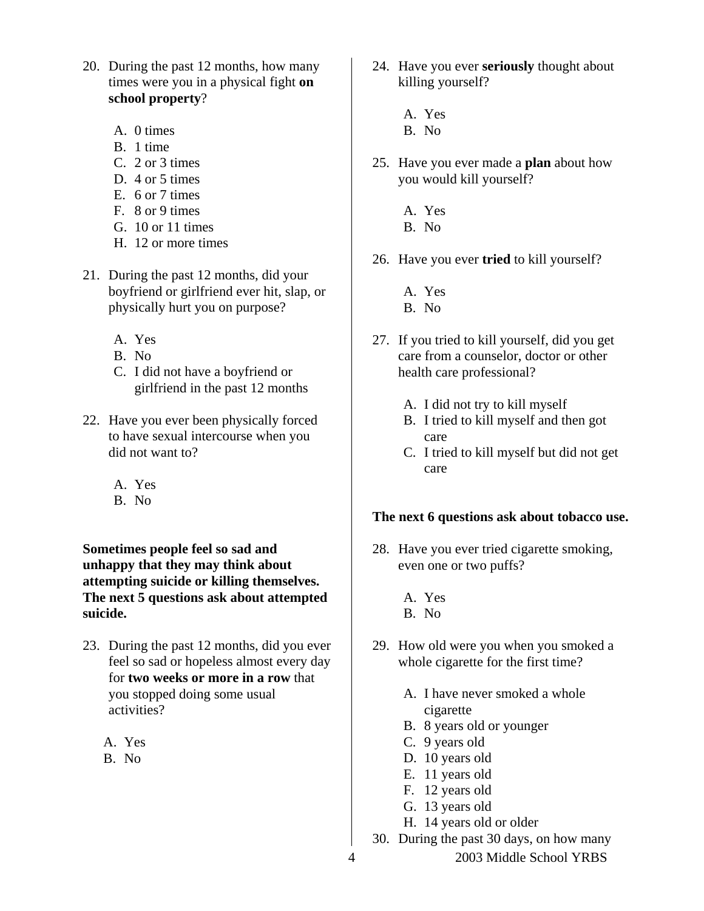20. During the past 12 months, how many times were you in a physical fight **on school property**?

    A. 0 times
    B. 1 time
    C. 2 or 3 times
    D. 4 or 5 times
    E. 6 or 7 times
    F. 8 or 9 times
    G. 10 or 11 times
    H. 12 or more times

21. During the past 12 months, did your boyfriend or girlfriend ever hit, slap, or physically hurt you on purpose?

    A. Yes
    B. No
    C. I did not have a boyfriend or girlfriend in the past 12 months

22. Have you ever been physically forced to have sexual intercourse when you did not want to?

    A. Yes
    B. No

**Sometimes people feel so sad and unhappy that they may think about attempting suicide or killing themselves. The next 5 questions ask about attempted suicide.**

23. During the past 12 months, did you ever feel so sad or hopeless almost every day for **two weeks or more in a row** that you stopped doing some usual activities?

    A. Yes
    B. No

24. Have you ever **seriously** thought about killing yourself?

    A. Yes
    B. No

25. Have you ever made a **plan** about how you would kill yourself?

    A. Yes
    B. No

26. Have you ever **tried** to kill yourself?

    A. Yes
    B. No

27. If you tried to kill yourself, did you get care from a counselor, doctor or other health care professional?

    A. I did not try to kill myself
    B. I tried to kill myself and then got care
    C. I tried to kill myself but did not get care

**The next 6 questions ask about tobacco use.**

28. Have you ever tried cigarette smoking, even one or two puffs?

    A. Yes
    B. No

29. How old were you when you smoked a whole cigarette for the first time?

    A. I have never smoked a whole cigarette
    B. 8 years old or younger
    C. 9 years old
    D. 10 years old
    E. 11 years old
    F. 12 years old
    G. 13 years old
    H. 14 years old or older

30. During the past 30 days, on how many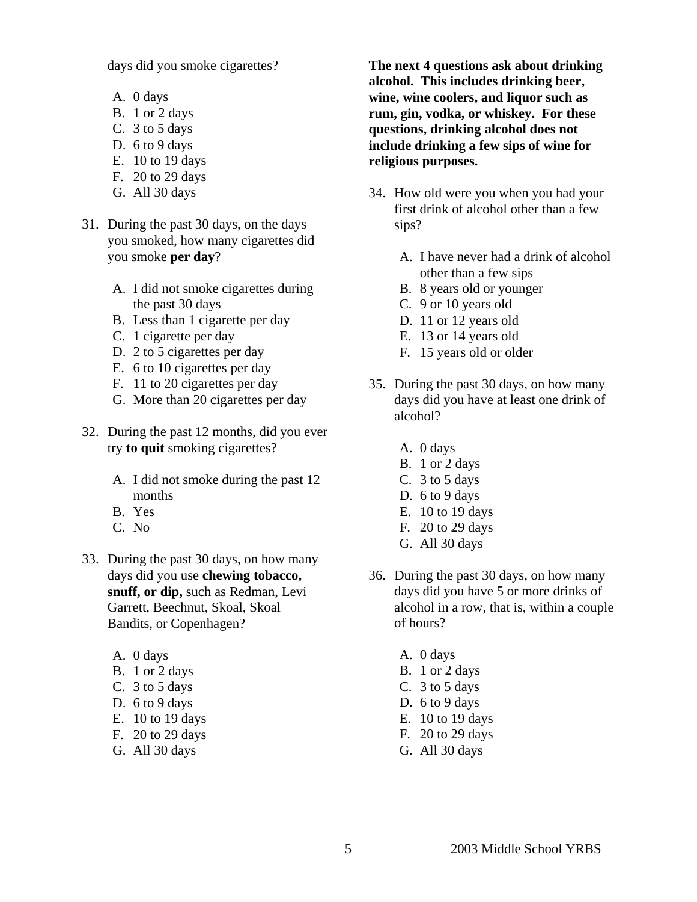days did you smoke cigarettes?

A. 0 days
B. 1 or 2 days
C. 3 to 5 days
D. 6 to 9 days
E. 10 to 19 days
F. 20 to 29 days
G. All 30 days

31. During the past 30 days, on the days you smoked, how many cigarettes did you smoke **per day**?

 A. I did not smoke cigarettes during the past 30 days
 B. Less than 1 cigarette per day
 C. 1 cigarette per day
 D. 2 to 5 cigarettes per day
 E. 6 to 10 cigarettes per day
 F. 11 to 20 cigarettes per day
 G. More than 20 cigarettes per day

32. During the past 12 months, did you ever try **to quit** smoking cigarettes?

 A. I did not smoke during the past 12 months
 B. Yes
 C. No

33. During the past 30 days, on how many days did you use **chewing tobacco, snuff, or dip,** such as Redman, Levi Garrett, Beechnut, Skoal, Skoal Bandits, or Copenhagen?

 A. 0 days
 B. 1 or 2 days
 C. 3 to 5 days
 D. 6 to 9 days
 E. 10 to 19 days
 F. 20 to 29 days
 G. All 30 days

**The next 4 questions ask about drinking alcohol. This includes drinking beer, wine, wine coolers, and liquor such as rum, gin, vodka, or whiskey. For these questions, drinking alcohol does not include drinking a few sips of wine for religious purposes.**

34. How old were you when you had your first drink of alcohol other than a few sips?

 A. I have never had a drink of alcohol other than a few sips
 B. 8 years old or younger
 C. 9 or 10 years old
 D. 11 or 12 years old
 E. 13 or 14 years old
 F. 15 years old or older

35. During the past 30 days, on how many days did you have at least one drink of alcohol?

 A. 0 days
 B. 1 or 2 days
 C. 3 to 5 days
 D. 6 to 9 days
 E. 10 to 19 days
 F. 20 to 29 days
 G. All 30 days

36. During the past 30 days, on how many days did you have 5 or more drinks of alcohol in a row, that is, within a couple of hours?

 A. 0 days
 B. 1 or 2 days
 C. 3 to 5 days
 D. 6 to 9 days
 E. 10 to 19 days
 F. 20 to 29 days
 G. All 30 days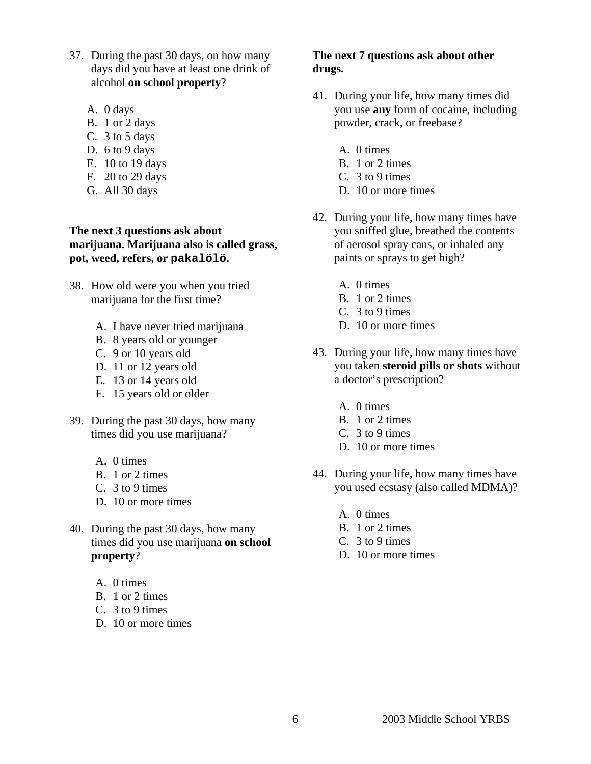37. During the past 30 days, on how many days did you have at least one drink of alcohol **on school property**?

    A. 0 days
    B. 1 or 2 days
    C. 3 to 5 days
    D. 6 to 9 days
    E. 10 to 19 days
    F. 20 to 29 days
    G. All 30 days

**The next 3 questions ask about marijuana. Marijuana also is called grass, pot, weed, refers, or pakalölö.**

38. How old were you when you tried marijuana for the first time?

    A. I have never tried marijuana
    B. 8 years old or younger
    C. 9 or 10 years old
    D. 11 or 12 years old
    E. 13 or 14 years old
    F. 15 years old or older

39. During the past 30 days, how many times did you use marijuana?

    A. 0 times
    B. 1 or 2 times
    C. 3 to 9 times
    D. 10 or more times

40. During the past 30 days, how many times did you use marijuana **on school property**?

    A. 0 times
    B. 1 or 2 times
    C. 3 to 9 times
    D. 10 or more times

**The next 7 questions ask about other drugs.**

41. During your life, how many times did you use **any** form of cocaine, including powder, crack, or freebase?

    A. 0 times
    B. 1 or 2 times
    C. 3 to 9 times
    D. 10 or more times

42. During your life, how many times have you sniffed glue, breathed the contents of aerosol spray cans, or inhaled any paints or sprays to get high?

    A. 0 times
    B. 1 or 2 times
    C. 3 to 9 times
    D. 10 or more times

43. During your life, how many times have you taken **steroid pills or shots** without a doctor's prescription?

    A. 0 times
    B. 1 or 2 times
    C. 3 to 9 times
    D. 10 or more times

44. During your life, how many times have you used ecstasy (also called MDMA)?

    A. 0 times
    B. 1 or 2 times
    C. 3 to 9 times
    D. 10 or more times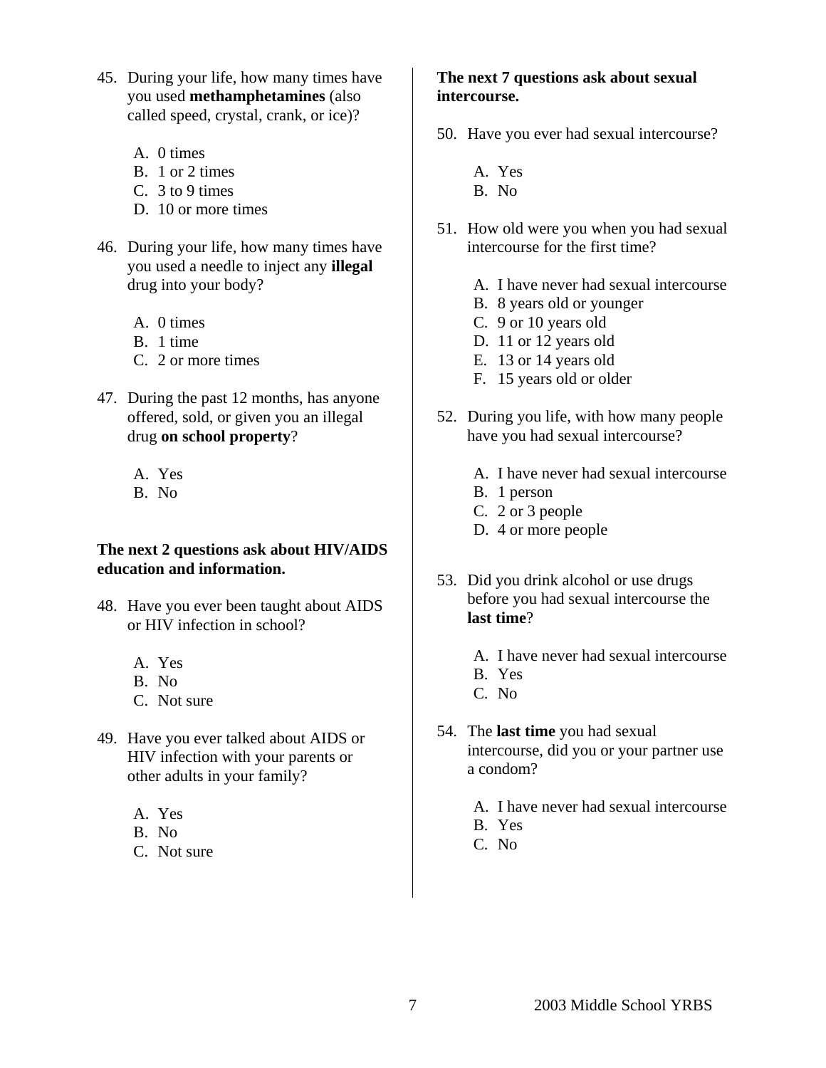45. During your life, how many times have you used **methamphetamines** (also called speed, crystal, crank, or ice)?

    A. 0 times
    B. 1 or 2 times
    C. 3 to 9 times
    D. 10 or more times

46. During your life, how many times have you used a needle to inject any **illegal** drug into your body?

    A. 0 times
    B. 1 time
    C. 2 or more times

47. During the past 12 months, has anyone offered, sold, or given you an illegal drug **on school property**?

    A. Yes
    B. No

**The next 2 questions ask about HIV/AIDS education and information.**

48. Have you ever been taught about AIDS or HIV infection in school?

    A. Yes
    B. No
    C. Not sure

49. Have you ever talked about AIDS or HIV infection with your parents or other adults in your family?

    A. Yes
    B. No
    C. Not sure

**The next 7 questions ask about sexual intercourse.**

50. Have you ever had sexual intercourse?

    A. Yes
    B. No

51. How old were you when you had sexual intercourse for the first time?

    A. I have never had sexual intercourse
    B. 8 years old or younger
    C. 9 or 10 years old
    D. 11 or 12 years old
    E. 13 or 14 years old
    F. 15 years old or older

52. During you life, with how many people have you had sexual intercourse?

    A. I have never had sexual intercourse
    B. 1 person
    C. 2 or 3 people
    D. 4 or more people

53. Did you drink alcohol or use drugs before you had sexual intercourse the **last time**?

    A. I have never had sexual intercourse
    B. Yes
    C. No

54. The **last time** you had sexual intercourse, did you or your partner use a condom?

    A. I have never had sexual intercourse
    B. Yes
    C. No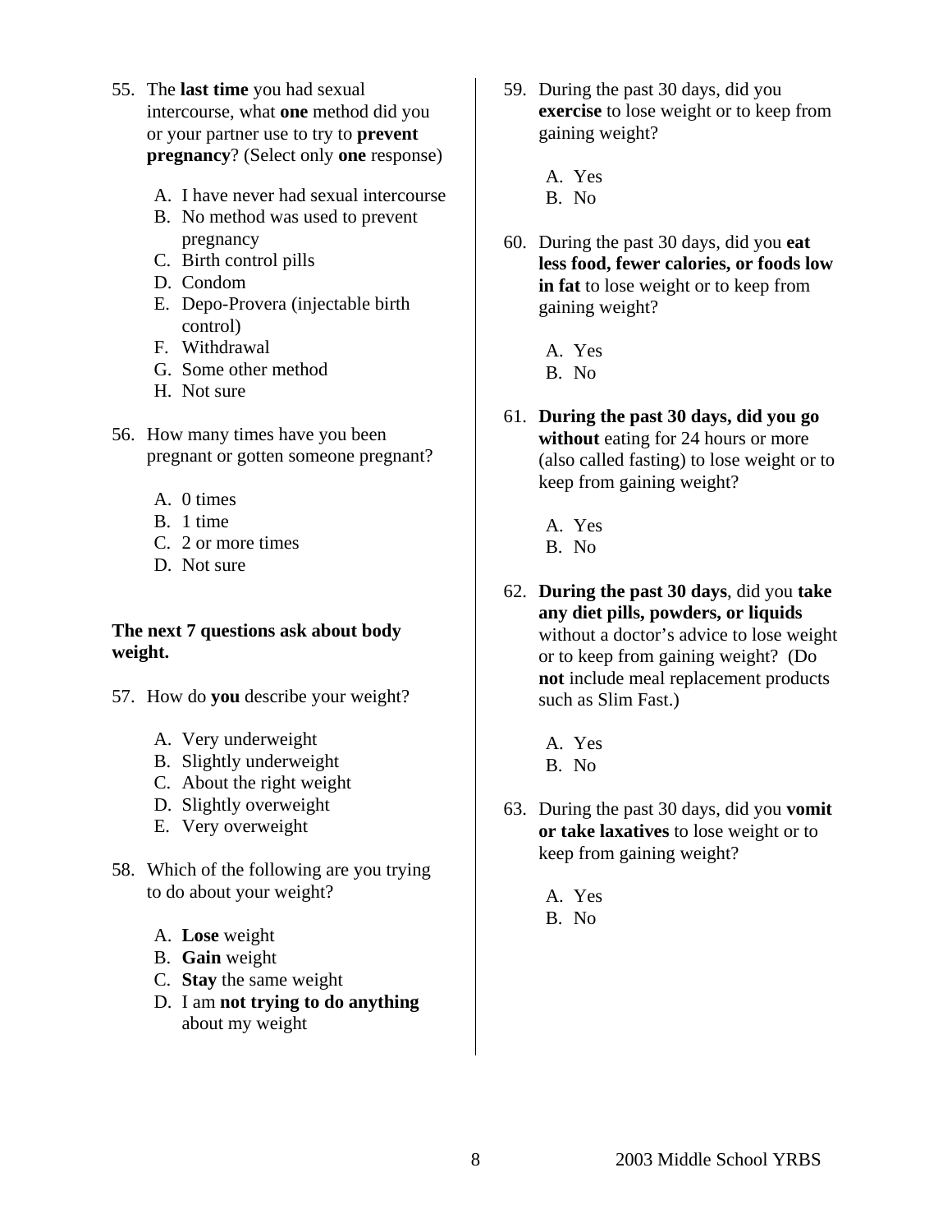55. The **last time** you had sexual intercourse, what **one** method did you or your partner use to try to **prevent pregnancy**? (Select only **one** response)

    A. I have never had sexual intercourse
    B. No method was used to prevent pregnancy
    C. Birth control pills
    D. Condom
    E. Depo-Provera (injectable birth control)
    F. Withdrawal
    G. Some other method
    H. Not sure

56. How many times have you been pregnant or gotten someone pregnant?

    A. 0 times
    B. 1 time
    C. 2 or more times
    D. Not sure

**The next 7 questions ask about body weight.**

57. How do **you** describe your weight?

    A. Very underweight
    B. Slightly underweight
    C. About the right weight
    D. Slightly overweight
    E. Very overweight

58. Which of the following are you trying to do about your weight?

    A. **Lose** weight
    B. **Gain** weight
    C. **Stay** the same weight
    D. I am **not trying to do anything** about my weight

59. During the past 30 days, did you **exercise** to lose weight or to keep from gaining weight?

    A. Yes
    B. No

60. During the past 30 days, did you **eat less food, fewer calories, or foods low in fat** to lose weight or to keep from gaining weight?

    A. Yes
    B. No

61. **During the past 30 days, did you go without** eating for 24 hours or more (also called fasting) to lose weight or to keep from gaining weight?

    A. Yes
    B. No

62. **During the past 30 days**, did you **take any diet pills, powders, or liquids** without a doctor's advice to lose weight or to keep from gaining weight? (Do **not** include meal replacement products such as Slim Fast.)

    A. Yes
    B. No

63. During the past 30 days, did you **vomit or take laxatives** to lose weight or to keep from gaining weight?

    A. Yes
    B. No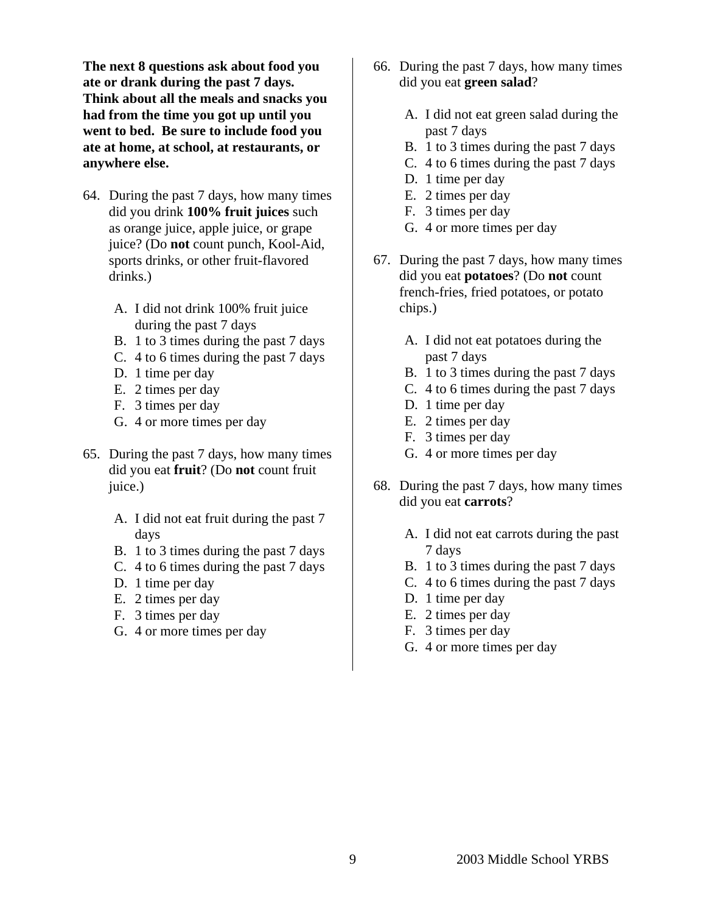**The next 8 questions ask about food you ate or drank during the past 7 days. Think about all the meals and snacks you had from the time you got up until you went to bed. Be sure to include food you ate at home, at school, at restaurants, or anywhere else.**

64. During the past 7 days, how many times did you drink **100% fruit juices** such as orange juice, apple juice, or grape juice? (Do **not** count punch, Kool-Aid, sports drinks, or other fruit-flavored drinks.)

    A. I did not drink 100% fruit juice during the past 7 days
    B. 1 to 3 times during the past 7 days
    C. 4 to 6 times during the past 7 days
    D. 1 time per day
    E. 2 times per day
    F. 3 times per day
    G. 4 or more times per day

65. During the past 7 days, how many times did you eat **fruit**? (Do **not** count fruit juice.)

    A. I did not eat fruit during the past 7 days
    B. 1 to 3 times during the past 7 days
    C. 4 to 6 times during the past 7 days
    D. 1 time per day
    E. 2 times per day
    F. 3 times per day
    G. 4 or more times per day

66. During the past 7 days, how many times did you eat **green salad**?

    A. I did not eat green salad during the past 7 days
    B. 1 to 3 times during the past 7 days
    C. 4 to 6 times during the past 7 days
    D. 1 time per day
    E. 2 times per day
    F. 3 times per day
    G. 4 or more times per day

67. During the past 7 days, how many times did you eat **potatoes**? (Do **not** count french-fries, fried potatoes, or potato chips.)

    A. I did not eat potatoes during the past 7 days
    B. 1 to 3 times during the past 7 days
    C. 4 to 6 times during the past 7 days
    D. 1 time per day
    E. 2 times per day
    F. 3 times per day
    G. 4 or more times per day

68. During the past 7 days, how many times did you eat **carrots**?

    A. I did not eat carrots during the past 7 days
    B. 1 to 3 times during the past 7 days
    C. 4 to 6 times during the past 7 days
    D. 1 time per day
    E. 2 times per day
    F. 3 times per day
    G. 4 or more times per day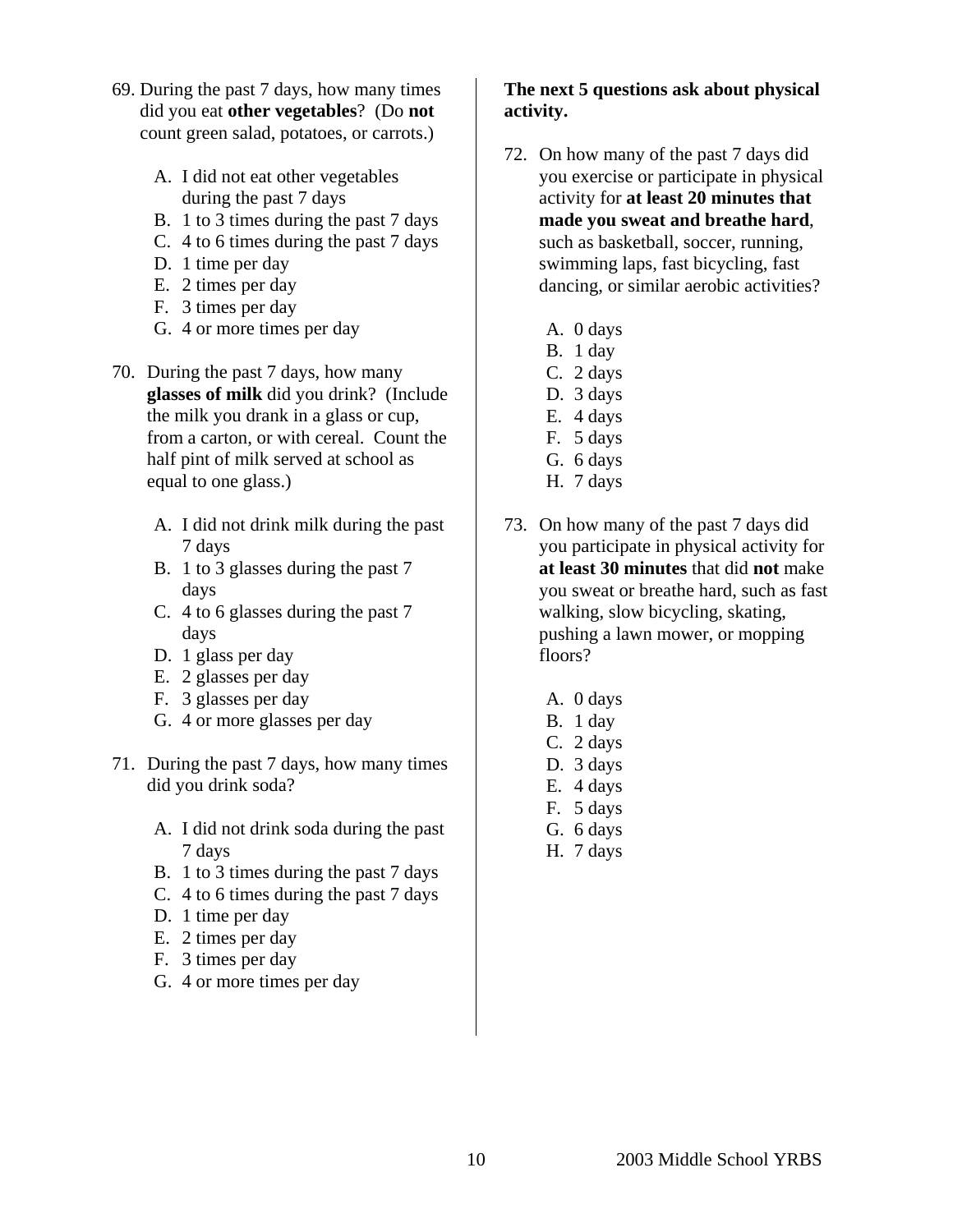69. During the past 7 days, how many times did you eat **other vegetables**? (Do **not** count green salad, potatoes, or carrots.)

    A. I did not eat other vegetables during the past 7 days
    B. 1 to 3 times during the past 7 days
    C. 4 to 6 times during the past 7 days
    D. 1 time per day
    E. 2 times per day
    F. 3 times per day
    G. 4 or more times per day

70. During the past 7 days, how many **glasses of milk** did you drink? (Include the milk you drank in a glass or cup, from a carton, or with cereal. Count the half pint of milk served at school as equal to one glass.)

    A. I did not drink milk during the past 7 days
    B. 1 to 3 glasses during the past 7 days
    C. 4 to 6 glasses during the past 7 days
    D. 1 glass per day
    E. 2 glasses per day
    F. 3 glasses per day
    G. 4 or more glasses per day

71. During the past 7 days, how many times did you drink soda?

    A. I did not drink soda during the past 7 days
    B. 1 to 3 times during the past 7 days
    C. 4 to 6 times during the past 7 days
    D. 1 time per day
    E. 2 times per day
    F. 3 times per day
    G. 4 or more times per day

**The next 5 questions ask about physical activity.**

72. On how many of the past 7 days did you exercise or participate in physical activity for **at least 20 minutes that made you sweat and breathe hard**, such as basketball, soccer, running, swimming laps, fast bicycling, fast dancing, or similar aerobic activities?

    A. 0 days
    B. 1 day
    C. 2 days
    D. 3 days
    E. 4 days
    F. 5 days
    G. 6 days
    H. 7 days

73. On how many of the past 7 days did you participate in physical activity for **at least 30 minutes** that did **not** make you sweat or breathe hard, such as fast walking, slow bicycling, skating, pushing a lawn mower, or mopping floors?

    A. 0 days
    B. 1 day
    C. 2 days
    D. 3 days
    E. 4 days
    F. 5 days
    G. 6 days
    H. 7 days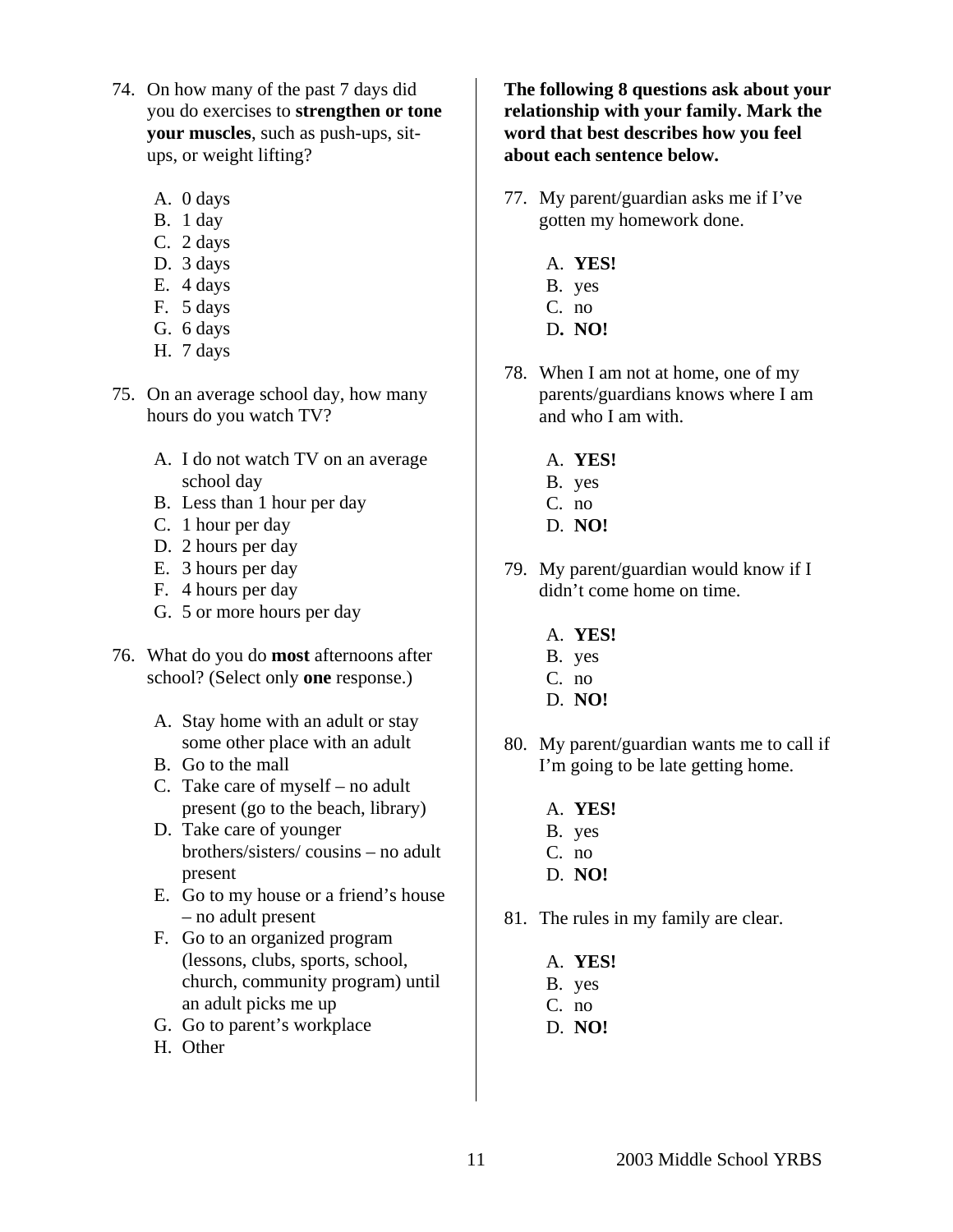74. On how many of the past 7 days did you do exercises to **strengthen or tone your muscles**, such as push-ups, sit-ups, or weight lifting?

    A. 0 days
    B. 1 day
    C. 2 days
    D. 3 days
    E. 4 days
    F. 5 days
    G. 6 days
    H. 7 days

75. On an average school day, how many hours do you watch TV?

    A. I do not watch TV on an average school day
    B. Less than 1 hour per day
    C. 1 hour per day
    D. 2 hours per day
    E. 3 hours per day
    F. 4 hours per day
    G. 5 or more hours per day

76. What do you do **most** afternoons after school? (Select only **one** response.)

    A. Stay home with an adult or stay some other place with an adult
    B. Go to the mall
    C. Take care of myself – no adult present (go to the beach, library)
    D. Take care of younger brothers/sisters/ cousins – no adult present
    E. Go to my house or a friend's house – no adult present
    F. Go to an organized program (lessons, clubs, sports, school, church, community program) until an adult picks me up
    G. Go to parent's workplace
    H. Other

**The following 8 questions ask about your relationship with your family. Mark the word that best describes how you feel about each sentence below.**

77. My parent/guardian asks me if I've gotten my homework done.

    A. **YES!**
    B. yes
    C. no
    D. **NO!**

78. When I am not at home, one of my parents/guardians knows where I am and who I am with.

    A. **YES!**
    B. yes
    C. no
    D. **NO!**

79. My parent/guardian would know if I didn't come home on time.

    A. **YES!**
    B. yes
    C. no
    D. **NO!**

80. My parent/guardian wants me to call if I'm going to be late getting home.

    A. **YES!**
    B. yes
    C. no
    D. **NO!**

81. The rules in my family are clear.

    A. **YES!**
    B. yes
    C. no
    D. **NO!**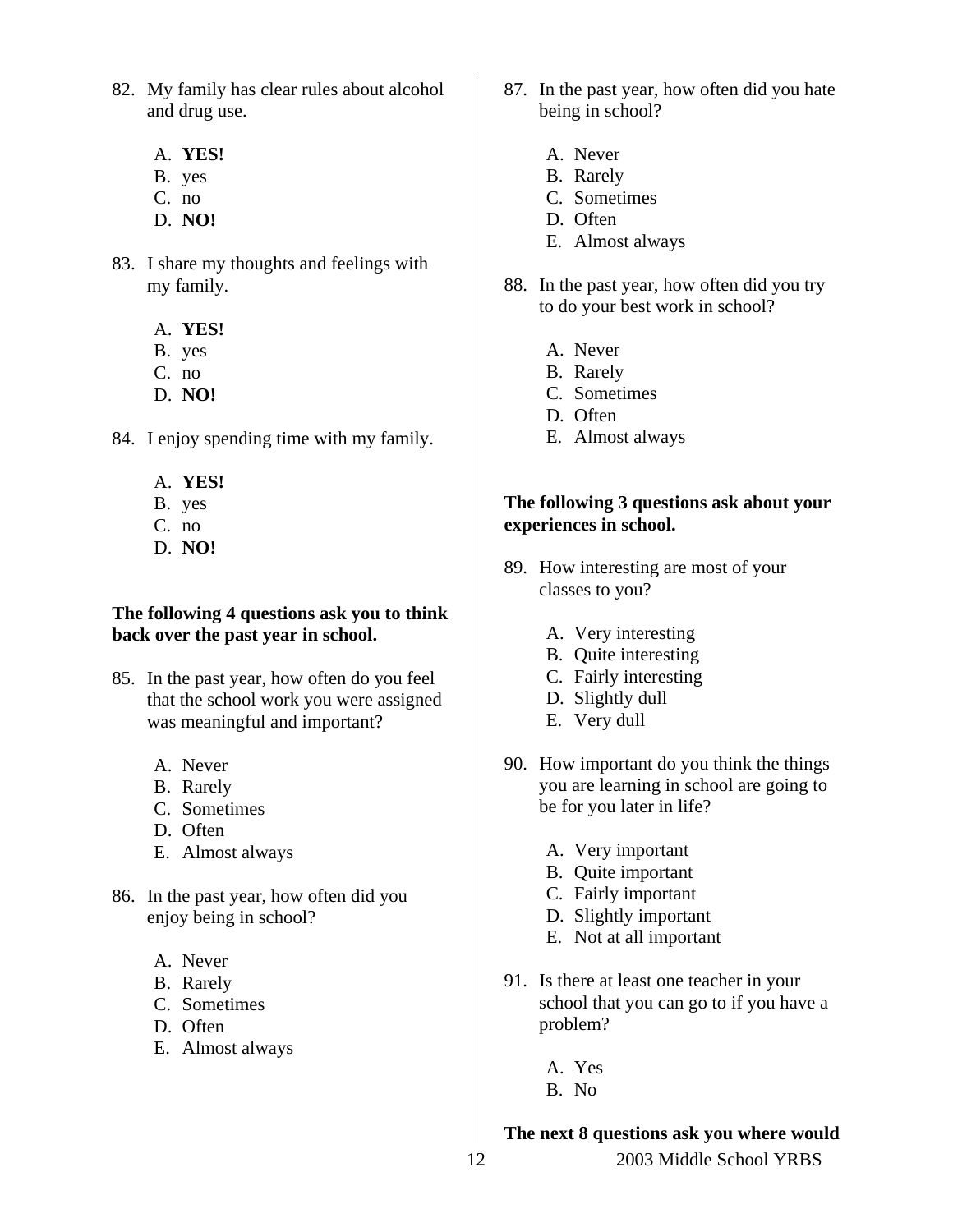82. My family has clear rules about alcohol and drug use.

    A. **YES!**
    B. yes
    C. no
    D. **NO!**

83. I share my thoughts and feelings with my family.

    A. **YES!**
    B. yes
    C. no
    D. **NO!**

84. I enjoy spending time with my family.

    A. **YES!**
    B. yes
    C. no
    D. **NO!**

**The following 4 questions ask you to think back over the past year in school.**

85. In the past year, how often do you feel that the school work you were assigned was meaningful and important?

    A. Never
    B. Rarely
    C. Sometimes
    D. Often
    E. Almost always

86. In the past year, how often did you enjoy being in school?

    A. Never
    B. Rarely
    C. Sometimes
    D. Often
    E. Almost always

87. In the past year, how often did you hate being in school?

    A. Never
    B. Rarely
    C. Sometimes
    D. Often
    E. Almost always

88. In the past year, how often did you try to do your best work in school?

    A. Never
    B. Rarely
    C. Sometimes
    D. Often
    E. Almost always

**The following 3 questions ask about your experiences in school.**

89. How interesting are most of your classes to you?

    A. Very interesting
    B. Quite interesting
    C. Fairly interesting
    D. Slightly dull
    E. Very dull

90. How important do you think the things you are learning in school are going to be for you later in life?

    A. Very important
    B. Quite important
    C. Fairly important
    D. Slightly important
    E. Not at all important

91. Is there at least one teacher in your school that you can go to if you have a problem?

    A. Yes
    B. No

**The next 8 questions ask you where would**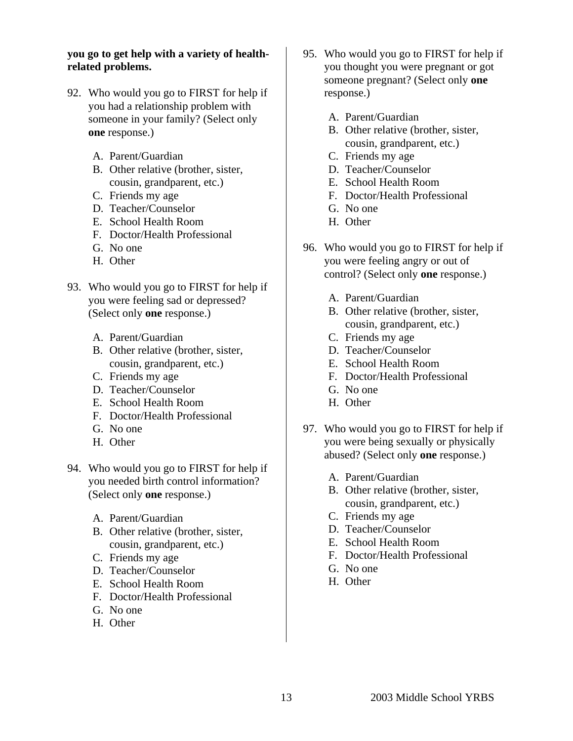**you go to get help with a variety of health-related problems.**

92. Who would you go to FIRST for help if you had a relationship problem with someone in your family? (Select only **one** response.)

    A. Parent/Guardian
    B. Other relative (brother, sister, cousin, grandparent, etc.)
    C. Friends my age
    D. Teacher/Counselor
    E. School Health Room
    F. Doctor/Health Professional
    G. No one
    H. Other

93. Who would you go to FIRST for help if you were feeling sad or depressed? (Select only **one** response.)

    A. Parent/Guardian
    B. Other relative (brother, sister, cousin, grandparent, etc.)
    C. Friends my age
    D. Teacher/Counselor
    E. School Health Room
    F. Doctor/Health Professional
    G. No one
    H. Other

94. Who would you go to FIRST for help if you needed birth control information? (Select only **one** response.)

    A. Parent/Guardian
    B. Other relative (brother, sister, cousin, grandparent, etc.)
    C. Friends my age
    D. Teacher/Counselor
    E. School Health Room
    F. Doctor/Health Professional
    G. No one
    H. Other

95. Who would you go to FIRST for help if you thought you were pregnant or got someone pregnant? (Select only **one** response.)

    A. Parent/Guardian
    B. Other relative (brother, sister, cousin, grandparent, etc.)
    C. Friends my age
    D. Teacher/Counselor
    E. School Health Room
    F. Doctor/Health Professional
    G. No one
    H. Other

96. Who would you go to FIRST for help if you were feeling angry or out of control? (Select only **one** response.)

    A. Parent/Guardian
    B. Other relative (brother, sister, cousin, grandparent, etc.)
    C. Friends my age
    D. Teacher/Counselor
    E. School Health Room
    F. Doctor/Health Professional
    G. No one
    H. Other

97. Who would you go to FIRST for help if you were being sexually or physically abused? (Select only **one** response.)

    A. Parent/Guardian
    B. Other relative (brother, sister, cousin, grandparent, etc.)
    C. Friends my age
    D. Teacher/Counselor
    E. School Health Room
    F. Doctor/Health Professional
    G. No one
    H. Other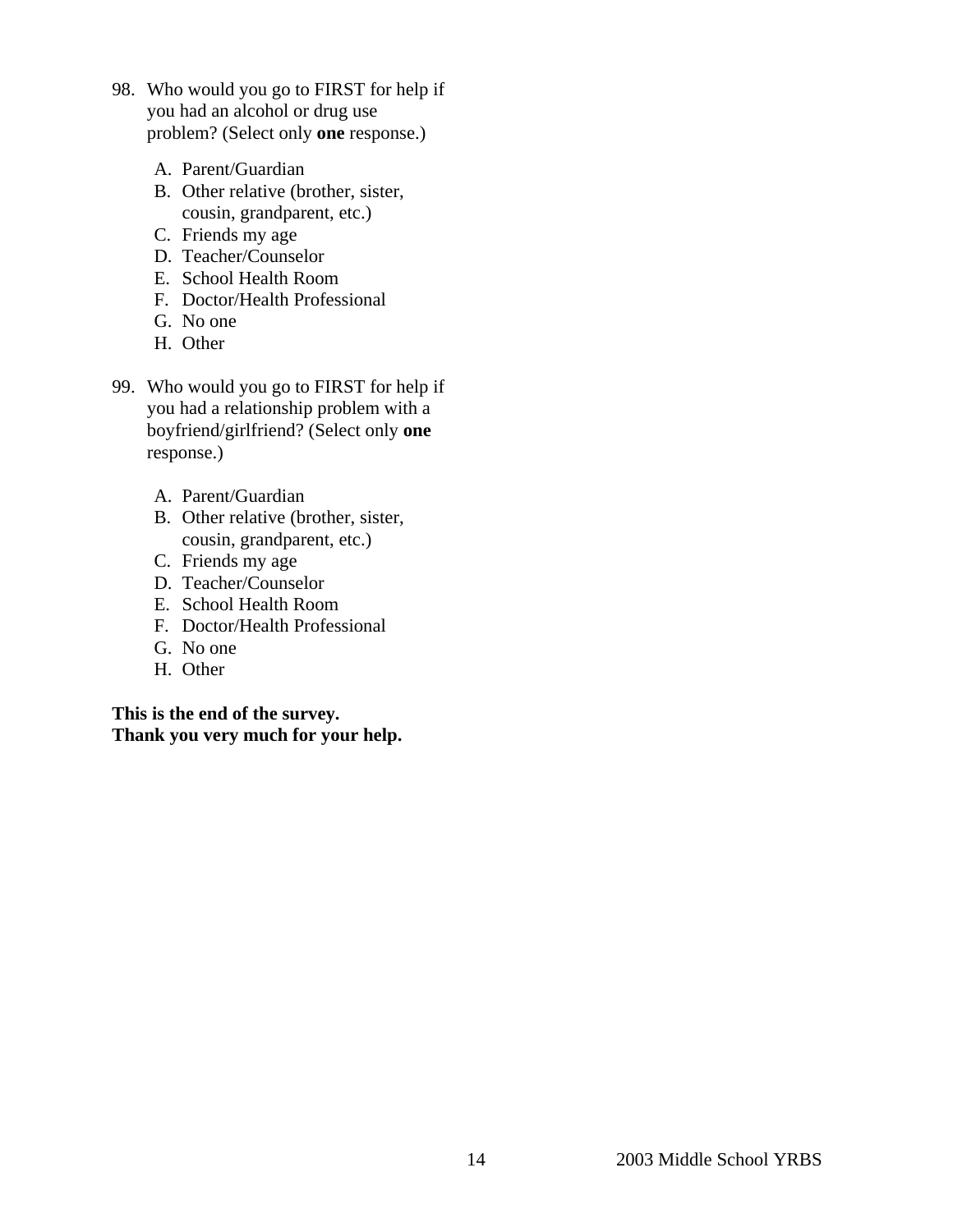98. Who would you go to FIRST for help if you had an alcohol or drug use problem? (Select only **one** response.)

   A. Parent/Guardian
   B. Other relative (brother, sister, cousin, grandparent, etc.)
   C. Friends my age
   D. Teacher/Counselor
   E. School Health Room
   F. Doctor/Health Professional
   G. No one
   H. Other

99. Who would you go to FIRST for help if you had a relationship problem with a boyfriend/girlfriend? (Select only **one** response.)

   A. Parent/Guardian
   B. Other relative (brother, sister, cousin, grandparent, etc.)
   C. Friends my age
   D. Teacher/Counselor
   E. School Health Room
   F. Doctor/Health Professional
   G. No one
   H. Other

**This is the end of the survey.**
**Thank you very much for your help.**